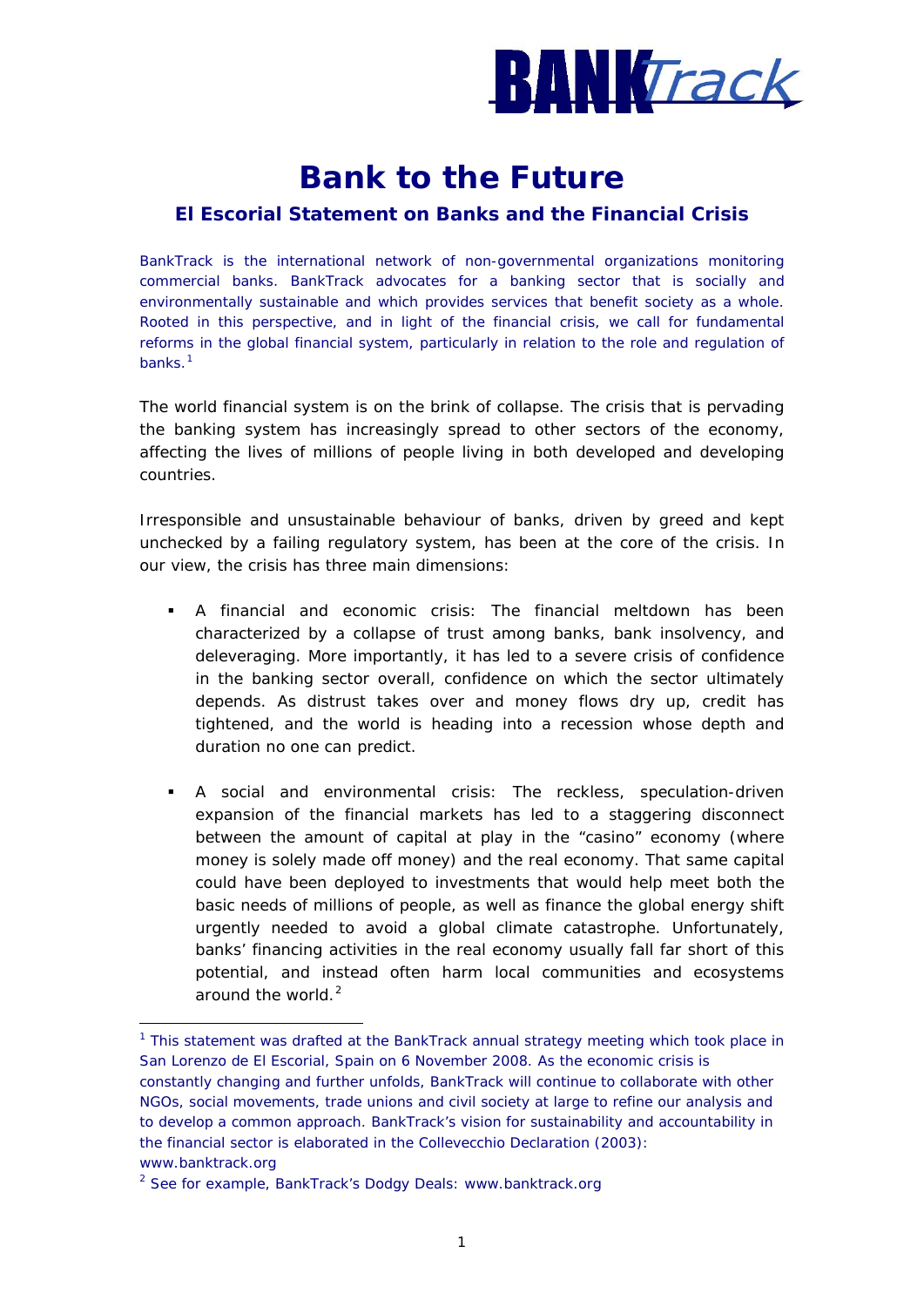# Bank to the Future

## El Escorial Statement on Banks and the Financial Crisis

BankTrack is the international network of non-governmental organizations monitoring commercial banks. BankTrack advocates for a banking sector that is socially and environmentally sustainable and which provides services that benefit society as a whole. Rooted in this perspective, and in light of the financial crisis, we call for fundamental reforms in the global financial system, particularly in relation to the role and regulation of banks.[1]

The world financial system is on the brink of collapse. The crisis that is pervading the banking system has increasingly spread to other sectors of the economy, affecting the lives of millions of people living in both developed and developing countries.

Irresponsible and unsustainable behaviour of banks, driven by greed and kept unchecked by a failing regulatory system, has been at the core of the crisis. In our view, the crisis has three main dimensions:

- A financial and economic crisis: The financial meltdown has been characterized by a collapse of trust among banks, bank insolvency, and deleveraging. More importantly, it has led to a severe crisis of confidence in the banking sector overall, confidence on which the sector ultimately depends. As distrust takes over and money flows dry up, credit has tightened, and the world is heading into a recession whose depth and duration no one can predict.
- A social and environmental crisis: The reckless, speculation-driven expansion of the financial markets has led to a staggering disconnect between the amount of capital at play in the "casino" economy (where money is solely made off money) and the real economy. That same capital could have been deployed to investments that would help meet both the basic needs of millions of people, as well as finance the global energy shift urgently needed to avoid a global climate catastrophe. Unfortunately, banks' financing activities in the real economy usually fall far short of this potential, and instead often harm local communities and ecosystems around the world.[2]

[1] This statement was drafted at the BankTrack annual strategy meeting which took place in San Lorenzo de El Escorial, Spain on 6 November 2008. As the economic crisis is constantly changing and further unfolds, BankTrack will continue to collaborate with other NGOs, social movements, trade unions and civil society at large to refine our analysis and to develop a common approach. BankTrack's vision for sustainability and accountability in the financial sector is elaborated in the Collevecchio Declaration (2003): www.banktrack.org

[2] See for example, BankTrack's Dodgy Deals: www.banktrack.org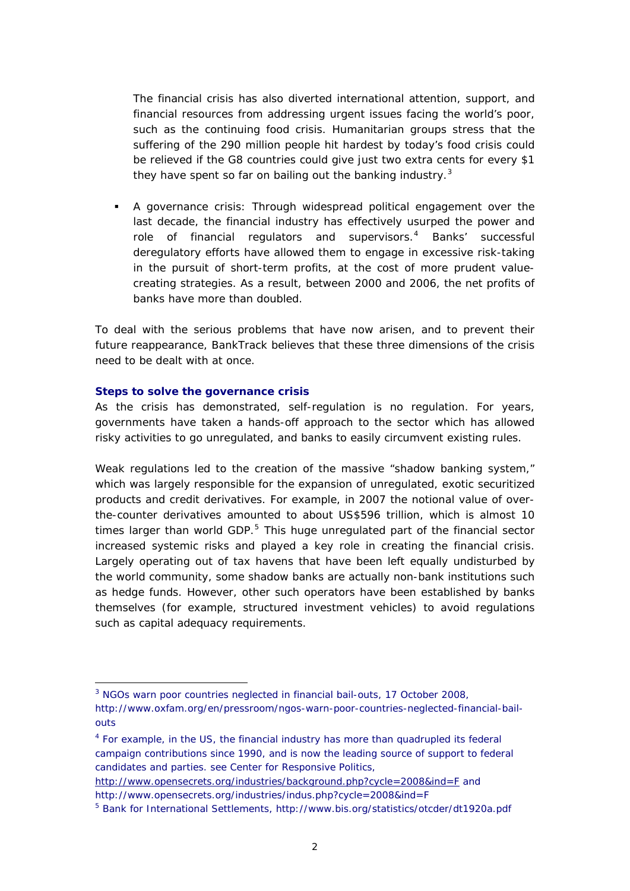The financial crisis has also diverted international attention, support, and financial resources from addressing urgent issues facing the world's poor, such as the continuing food crisis. Humanitarian groups stress that the suffering of the 290 million people hit hardest by today's food crisis could be relieved if the G8 countries could give just two extra cents for every $1 they have spent so far on bailing out the banking industry.[3]

- A governance crisis: Through widespread political engagement over the last decade, the financial industry has effectively usurped the power and role of financial regulators and supervisors.[4] Banks' successful deregulatory efforts have allowed them to engage in excessive risk-taking in the pursuit of short-term profits, at the cost of more prudent value-creating strategies. As a result, between 2000 and 2006, the net profits of banks have more than doubled.

To deal with the serious problems that have now arisen, and to prevent their future reappearance, BankTrack believes that these three dimensions of the crisis need to be dealt with at once.

**Steps to solve the governance crisis**

As the crisis has demonstrated, self-regulation is no regulation. For years, governments have taken a hands-off approach to the sector which has allowed risky activities to go unregulated, and banks to easily circumvent existing rules.

Weak regulations led to the creation of the massive "shadow banking system," which was largely responsible for the expansion of unregulated, exotic securitized products and credit derivatives. For example, in 2007 the notional value of over-the-counter derivatives amounted to about US$596 trillion, which is almost 10 times larger than world GDP.[5] This huge unregulated part of the financial sector increased systemic risks and played a key role in creating the financial crisis. Largely operating out of tax havens that have been left equally undisturbed by the world community, some shadow banks are actually non-bank institutions such as hedge funds. However, other such operators have been established by banks themselves (for example, structured investment vehicles) to avoid regulations such as capital adequacy requirements.

---

[3] NGOs warn poor countries neglected in financial bail-outs, 17 October 2008, http://www.oxfam.org/en/pressroom/ngos-warn-poor-countries-neglected-financial-bail-outs

[4] For example, in the US, the financial industry has more than quadrupled its federal campaign contributions since 1990, and is now the leading source of support to federal candidates and parties. see Center for Responsive Politics, http://www.opensecrets.org/industries/background.php?cycle=2008&ind=F and http://www.opensecrets.org/industries/indus.php?cycle=2008&ind=F

[5] Bank for International Settlements, http://www.bis.org/statistics/otcder/dt1920a.pdf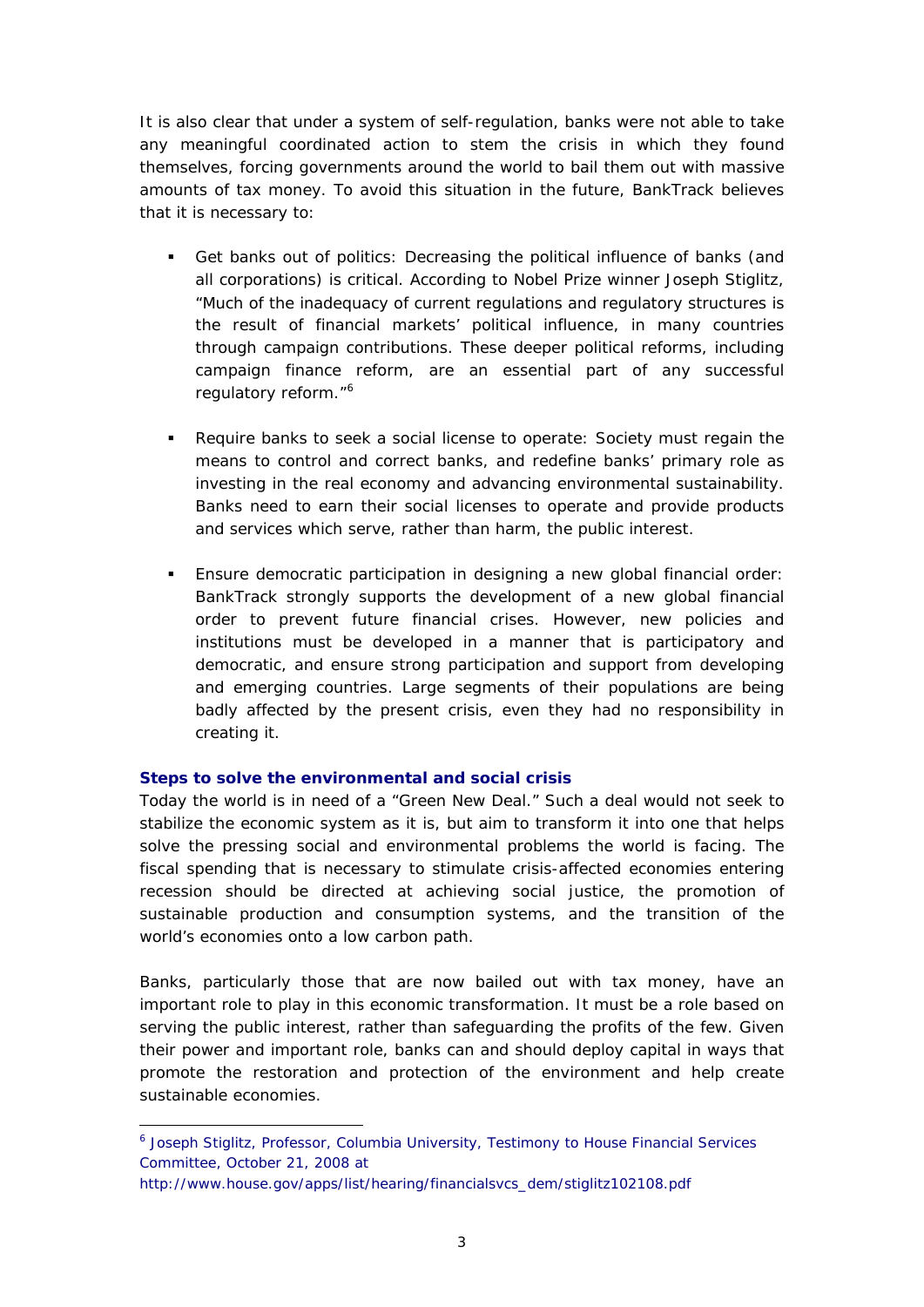It is also clear that under a system of self-regulation, banks were not able to take any meaningful coordinated action to stem the crisis in which they found themselves, forcing governments around the world to bail them out with massive amounts of tax money. To avoid this situation in the future, BankTrack believes that it is necessary to:

- Get banks out of politics: Decreasing the political influence of banks (and all corporations) is critical. According to Nobel Prize winner Joseph Stiglitz, "Much of the inadequacy of current regulations and regulatory structures is the result of financial markets' political influence, in many countries through campaign contributions. These deeper political reforms, including campaign finance reform, are an essential part of any successful regulatory reform."[6]

- Require banks to seek a social license to operate: Society must regain the means to control and correct banks, and redefine banks' primary role as investing in the real economy and advancing environmental sustainability. Banks need to earn their social licenses to operate and provide products and services which serve, rather than harm, the public interest.

- Ensure democratic participation in designing a new global financial order: BankTrack strongly supports the development of a new global financial order to prevent future financial crises. However, new policies and institutions must be developed in a manner that is participatory and democratic, and ensure strong participation and support from developing and emerging countries. Large segments of their populations are being badly affected by the present crisis, even they had no responsibility in creating it.

### Steps to solve the environmental and social crisis

Today the world is in need of a "Green New Deal." Such a deal would not seek to stabilize the economic system as it is, but aim to transform it into one that helps solve the pressing social and environmental problems the world is facing. The fiscal spending that is necessary to stimulate crisis-affected economies entering recession should be directed at achieving social justice, the promotion of sustainable production and consumption systems, and the transition of the world's economies onto a low carbon path.

Banks, particularly those that are now bailed out with tax money, have an important role to play in this economic transformation. It must be a role based on serving the public interest, rather than safeguarding the profits of the few. Given their power and important role, banks can and should deploy capital in ways that promote the restoration and protection of the environment and help create sustainable economies.

---

[6] Joseph Stiglitz, Professor, Columbia University, Testimony to House Financial Services Committee, October 21, 2008 at http://www.house.gov/apps/list/hearing/financialsvcs_dem/stiglitz102108.pdf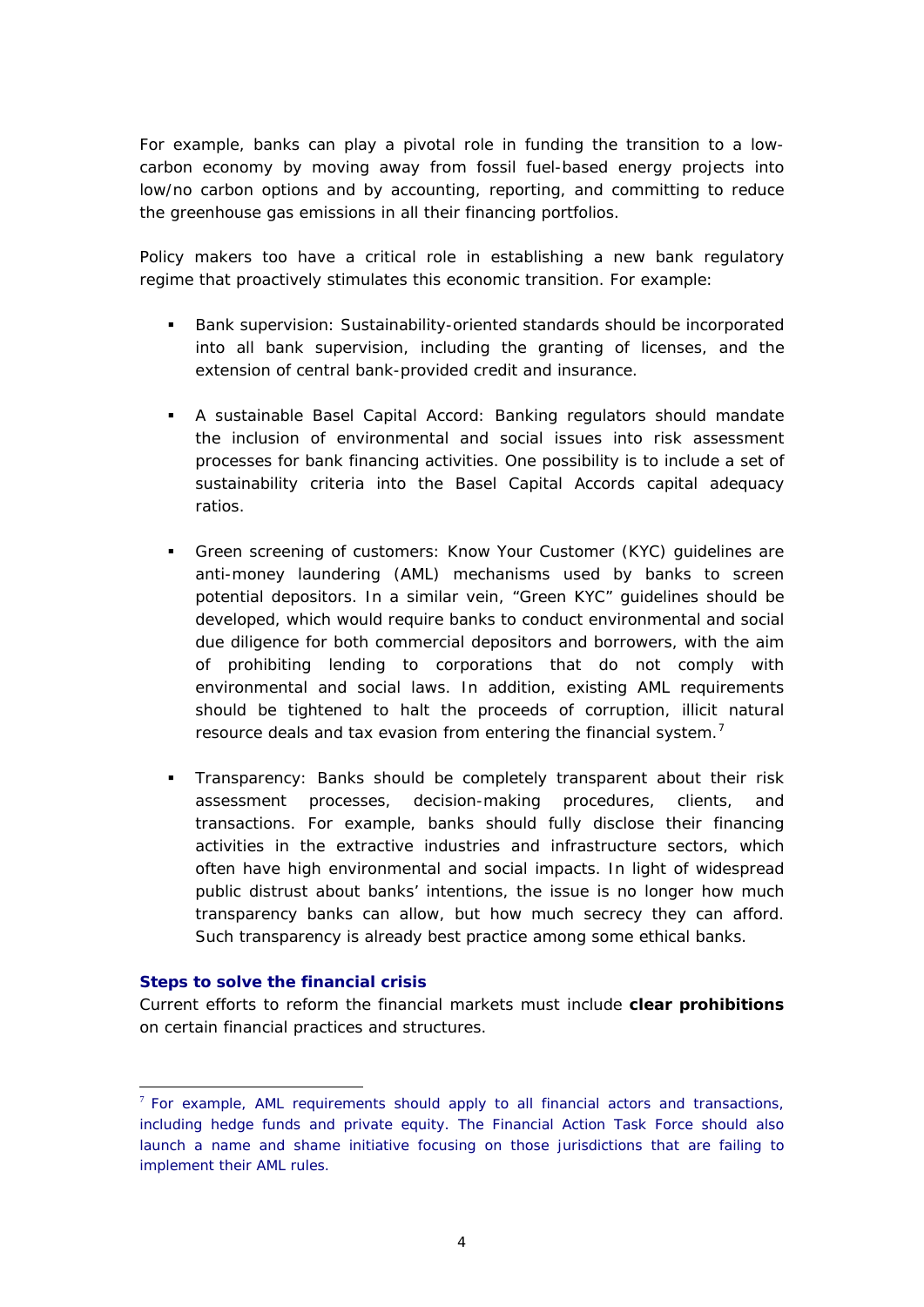For example, banks can play a pivotal role in funding the transition to a low-carbon economy by moving away from fossil fuel-based energy projects into low/no carbon options and by accounting, reporting, and committing to reduce the greenhouse gas emissions in all their financing portfolios.

Policy makers too have a critical role in establishing a new bank regulatory regime that proactively stimulates this economic transition. For example:

- Bank supervision: Sustainability-oriented standards should be incorporated into all bank supervision, including the granting of licenses, and the extension of central bank-provided credit and insurance.

- A sustainable Basel Capital Accord: Banking regulators should mandate the inclusion of environmental and social issues into risk assessment processes for bank financing activities. One possibility is to include a set of sustainability criteria into the Basel Capital Accords capital adequacy ratios.

- Green screening of customers: Know Your Customer (KYC) guidelines are anti-money laundering (AML) mechanisms used by banks to screen potential depositors. In a similar vein, "Green KYC" guidelines should be developed, which would require banks to conduct environmental and social due diligence for both commercial depositors and borrowers, with the aim of prohibiting lending to corporations that do not comply with environmental and social laws. In addition, existing AML requirements should be tightened to halt the proceeds of corruption, illicit natural resource deals and tax evasion from entering the financial system.[7]

- Transparency: Banks should be completely transparent about their risk assessment processes, decision-making procedures, clients, and transactions. For example, banks should fully disclose their financing activities in the extractive industries and infrastructure sectors, which often have high environmental and social impacts. In light of widespread public distrust about banks' intentions, the issue is no longer how much transparency banks can allow, but how much secrecy they can afford. Such transparency is already best practice among some ethical banks.

### Steps to solve the financial crisis

Current efforts to reform the financial markets must include **clear prohibitions** on certain financial practices and structures.

---

[7] For example, AML requirements should apply to all financial actors and transactions, including hedge funds and private equity. The Financial Action Task Force should also launch a name and shame initiative focusing on those jurisdictions that are failing to implement their AML rules.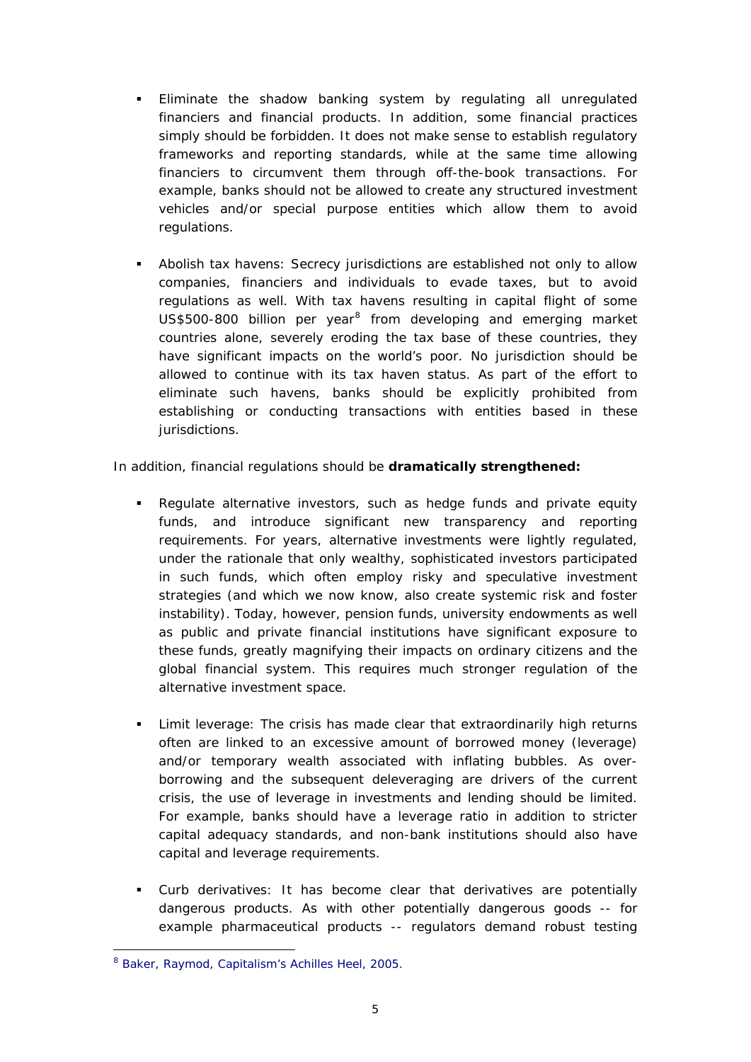- Eliminate the shadow banking system by regulating all unregulated financiers and financial products. In addition, some financial practices simply should be forbidden. It does not make sense to establish regulatory frameworks and reporting standards, while at the same time allowing financiers to circumvent them through off-the-book transactions. For example, banks should not be allowed to create any structured investment vehicles and/or special purpose entities which allow them to avoid regulations.

- Abolish tax havens: Secrecy jurisdictions are established not only to allow companies, financiers and individuals to evade taxes, but to avoid regulations as well. With tax havens resulting in capital flight of some US$500-800 billion per year[8] from developing and emerging market countries alone, severely eroding the tax base of these countries, they have significant impacts on the world's poor. No jurisdiction should be allowed to continue with its tax haven status. As part of the effort to eliminate such havens, banks should be explicitly prohibited from establishing or conducting transactions with entities based in these jurisdictions.

In addition, financial regulations should be **dramatically strengthened:**

- Regulate alternative investors, such as hedge funds and private equity funds, and introduce significant new transparency and reporting requirements. For years, alternative investments were lightly regulated, under the rationale that only wealthy, sophisticated investors participated in such funds, which often employ risky and speculative investment strategies (and which we now know, also create systemic risk and foster instability). Today, however, pension funds, university endowments as well as public and private financial institutions have significant exposure to these funds, greatly magnifying their impacts on ordinary citizens and the global financial system. This requires much stronger regulation of the alternative investment space.

- Limit leverage: The crisis has made clear that extraordinarily high returns often are linked to an excessive amount of borrowed money (leverage) and/or temporary wealth associated with inflating bubbles. As over-borrowing and the subsequent deleveraging are drivers of the current crisis, the use of leverage in investments and lending should be limited. For example, banks should have a leverage ratio in addition to stricter capital adequacy standards, and non-bank institutions should also have capital and leverage requirements.

- Curb derivatives: It has become clear that derivatives are potentially dangerous products. As with other potentially dangerous goods -- for example pharmaceutical products -- regulators demand robust testing

[8] Baker, Raymod, Capitalism's Achilles Heel, 2005.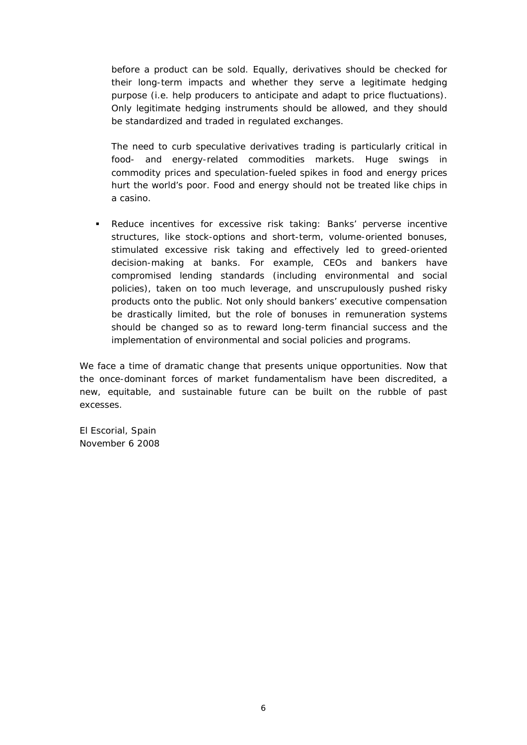before a product can be sold. Equally, derivatives should be checked for their long-term impacts and whether they serve a legitimate hedging purpose (i.e. help producers to anticipate and adapt to price fluctuations). Only legitimate hedging instruments should be allowed, and they should be standardized and traded in regulated exchanges.

The need to curb speculative derivatives trading is particularly critical in food- and energy-related commodities markets. Huge swings in commodity prices and speculation-fueled spikes in food and energy prices hurt the world's poor. Food and energy should not be treated like chips in a casino.

- Reduce incentives for excessive risk taking: Banks' perverse incentive structures, like stock-options and short-term, volume-oriented bonuses, stimulated excessive risk taking and effectively led to greed-oriented decision-making at banks. For example, CEOs and bankers have compromised lending standards (including environmental and social policies), taken on too much leverage, and unscrupulously pushed risky products onto the public. Not only should bankers' executive compensation be drastically limited, but the role of bonuses in remuneration systems should be changed so as to reward long-term financial success and the implementation of environmental and social policies and programs.

We face a time of dramatic change that presents unique opportunities. Now that the once-dominant forces of market fundamentalism have been discredited, a new, equitable, and sustainable future can be built on the rubble of past excesses.

El Escorial, Spain
November 6 2008